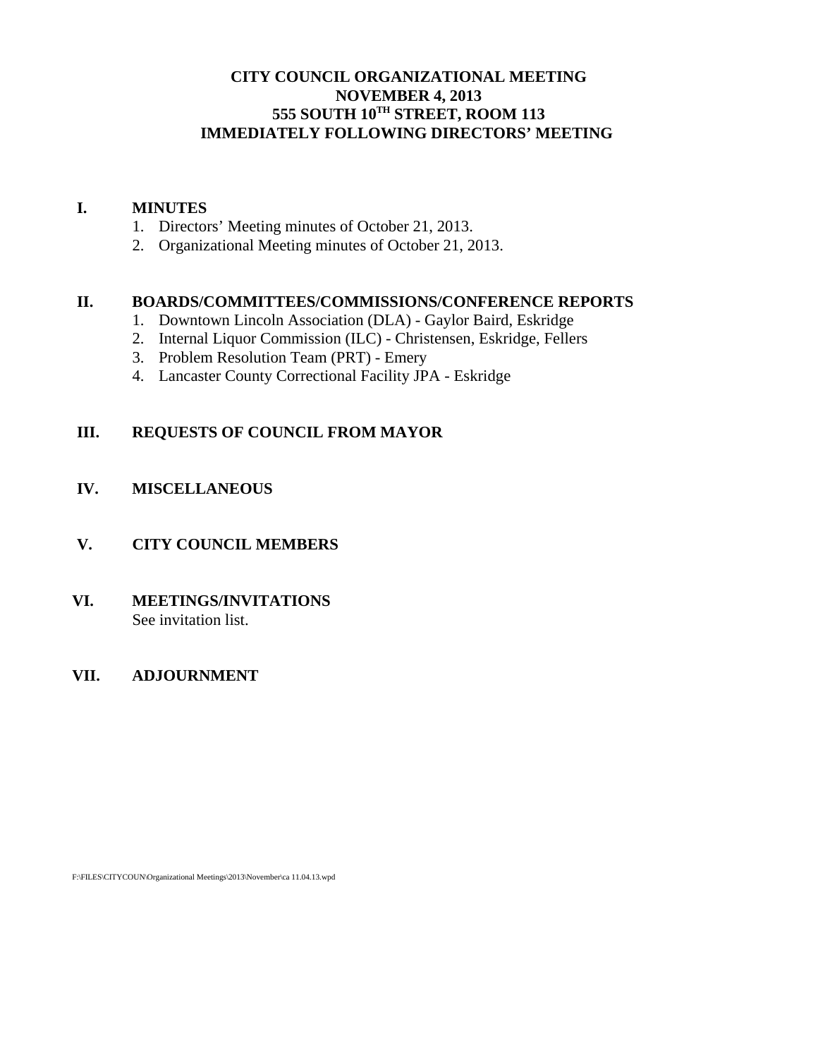# CITY COUNCIL ORGANIZATIONAL MEETING
# NOVEMBER 4, 2013
# 555 SOUTH 10TH STREET, ROOM 113
# IMMEDIATELY FOLLOWING DIRECTORS' MEETING

## I. MINUTES

1. Directors' Meeting minutes of October 21, 2013.
2. Organizational Meeting minutes of October 21, 2013.

## II. BOARDS/COMMITTEES/COMMISSIONS/CONFERENCE REPORTS

1. Downtown Lincoln Association (DLA) - Gaylor Baird, Eskridge
2. Internal Liquor Commission (ILC) - Christensen, Eskridge, Fellers
3. Problem Resolution Team (PRT) - Emery
4. Lancaster County Correctional Facility JPA - Eskridge

## III. REQUESTS OF COUNCIL FROM MAYOR

## IV. MISCELLANEOUS

## V. CITY COUNCIL MEMBERS

## VI. MEETINGS/INVITATIONS

See invitation list.

## VII. ADJOURNMENT

F:\FILES\CITYCOUN\Organizational Meetings\2013\November\ca 11.04.13.wpd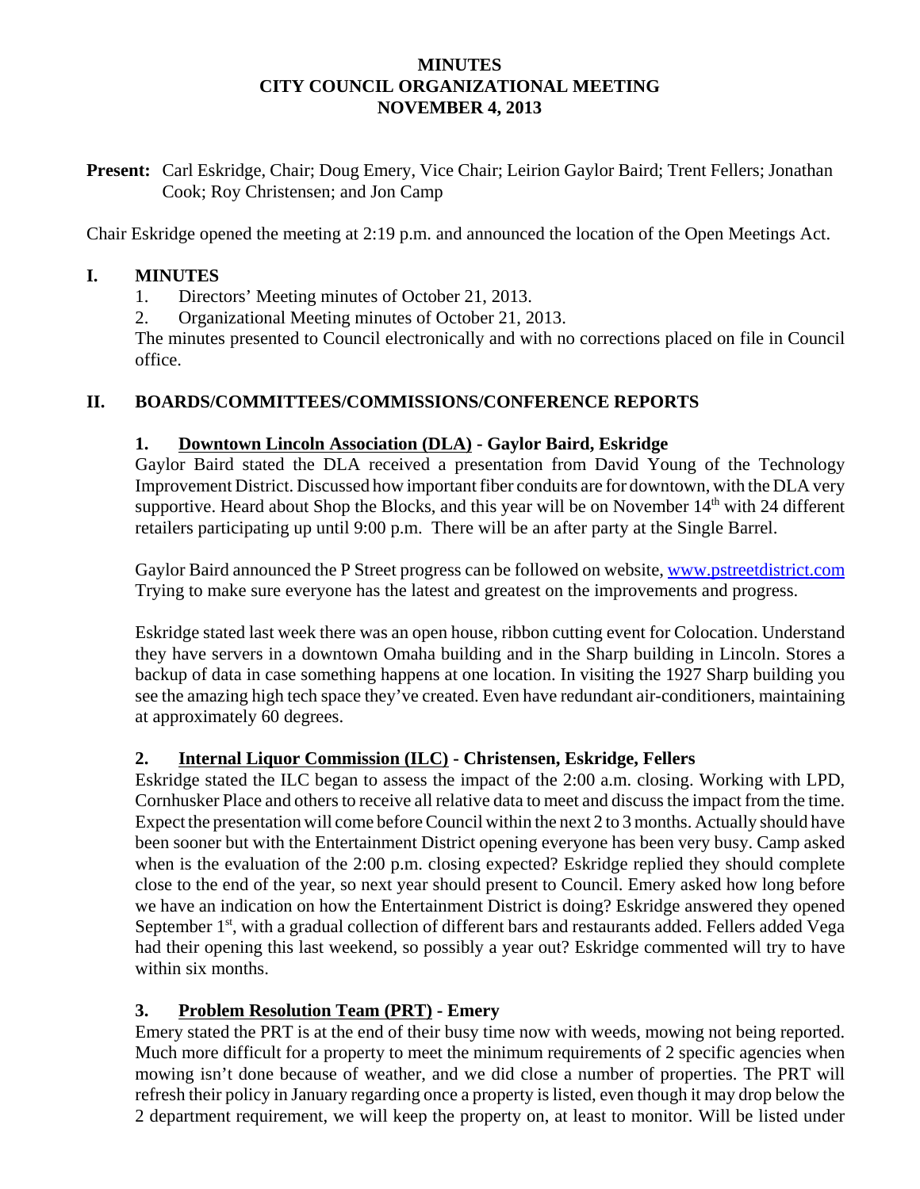# MINUTES
# CITY COUNCIL ORGANIZATIONAL MEETING
# NOVEMBER 4, 2013

**Present:** Carl Eskridge, Chair; Doug Emery, Vice Chair; Leirion Gaylor Baird; Trent Fellers; Jonathan Cook; Roy Christensen; and Jon Camp

Chair Eskridge opened the meeting at 2:19 p.m. and announced the location of the Open Meetings Act.

## I. MINUTES

1. Directors' Meeting minutes of October 21, 2013.
2. Organizational Meeting minutes of October 21, 2013.

The minutes presented to Council electronically and with no corrections placed on file in Council office.

## II. BOARDS/COMMITTEES/COMMISSIONS/CONFERENCE REPORTS

### 1. Downtown Lincoln Association (DLA) - Gaylor Baird, Eskridge

Gaylor Baird stated the DLA received a presentation from David Young of the Technology Improvement District. Discussed how important fiber conduits are for downtown, with the DLA very supportive. Heard about Shop the Blocks, and this year will be on November 14th with 24 different retailers participating up until 9:00 p.m. There will be an after party at the Single Barrel.

Gaylor Baird announced the P Street progress can be followed on website, www.pstreetdistrict.com Trying to make sure everyone has the latest and greatest on the improvements and progress.

Eskridge stated last week there was an open house, ribbon cutting event for Colocation. Understand they have servers in a downtown Omaha building and in the Sharp building in Lincoln. Stores a backup of data in case something happens at one location. In visiting the 1927 Sharp building you see the amazing high tech space they've created. Even have redundant air-conditioners, maintaining at approximately 60 degrees.

### 2. Internal Liquor Commission (ILC) - Christensen, Eskridge, Fellers

Eskridge stated the ILC began to assess the impact of the 2:00 a.m. closing. Working with LPD, Cornhusker Place and others to receive all relative data to meet and discuss the impact from the time. Expect the presentation will come before Council within the next 2 to 3 months. Actually should have been sooner but with the Entertainment District opening everyone has been very busy. Camp asked when is the evaluation of the 2:00 p.m. closing expected? Eskridge replied they should complete close to the end of the year, so next year should present to Council. Emery asked how long before we have an indication on how the Entertainment District is doing? Eskridge answered they opened September 1st, with a gradual collection of different bars and restaurants added. Fellers added Vega had their opening this last weekend, so possibly a year out? Eskridge commented will try to have within six months.

### 3. Problem Resolution Team (PRT) - Emery

Emery stated the PRT is at the end of their busy time now with weeds, mowing not being reported. Much more difficult for a property to meet the minimum requirements of 2 specific agencies when mowing isn't done because of weather, and we did close a number of properties. The PRT will refresh their policy in January regarding once a property is listed, even though it may drop below the 2 department requirement, we will keep the property on, at least to monitor. Will be listed under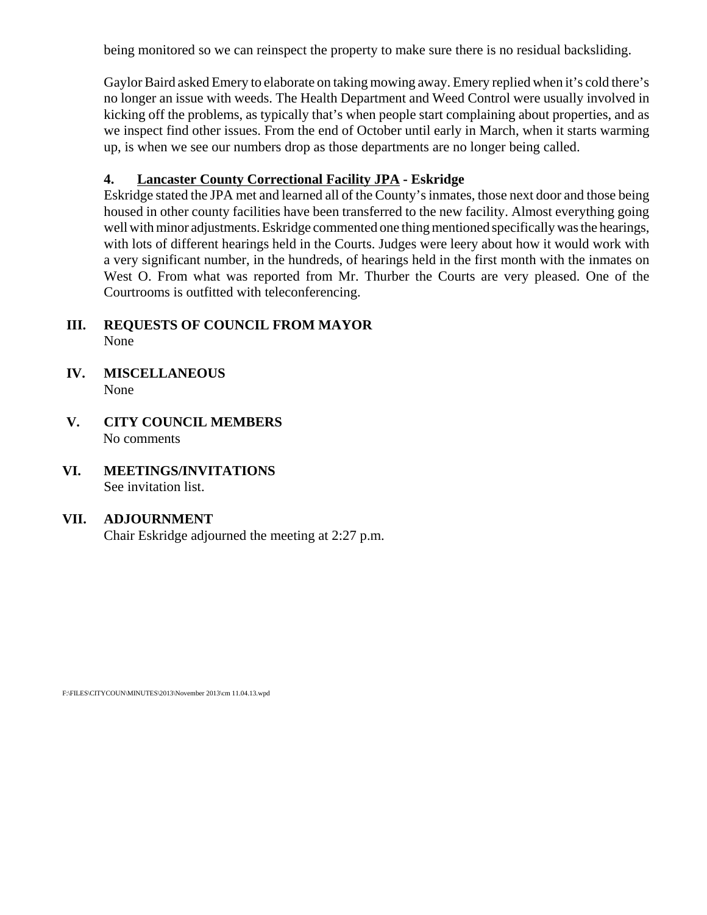being monitored so we can reinspect the property to make sure there is no residual backsliding.

Gaylor Baird asked Emery to elaborate on taking mowing away. Emery replied when it's cold there's no longer an issue with weeds. The Health Department and Weed Control were usually involved in kicking off the problems, as typically that's when people start complaining about properties, and as we inspect find other issues. From the end of October until early in March, when it starts warming up, is when we see our numbers drop as those departments are no longer being called.

**4. <u>Lancaster County Correctional Facility JPA</u> - Eskridge**

Eskridge stated the JPA met and learned all of the County's inmates, those next door and those being housed in other county facilities have been transferred to the new facility. Almost everything going well with minor adjustments. Eskridge commented one thing mentioned specifically was the hearings, with lots of different hearings held in the Courts. Judges were leery about how it would work with a very significant number, in the hundreds, of hearings held in the first month with the inmates on West O. From what was reported from Mr. Thurber the Courts are very pleased. One of the Courtrooms is outfitted with teleconferencing.

## III. REQUESTS OF COUNCIL FROM MAYOR

None

## IV. MISCELLANEOUS

None

## V. CITY COUNCIL MEMBERS

No comments

## VI. MEETINGS/INVITATIONS

See invitation list.

## VII. ADJOURNMENT

Chair Eskridge adjourned the meeting at 2:27 p.m.

F:\FILES\CITYCOUN\MINUTES\2013\November 2013\cm 11.04.13.wpd